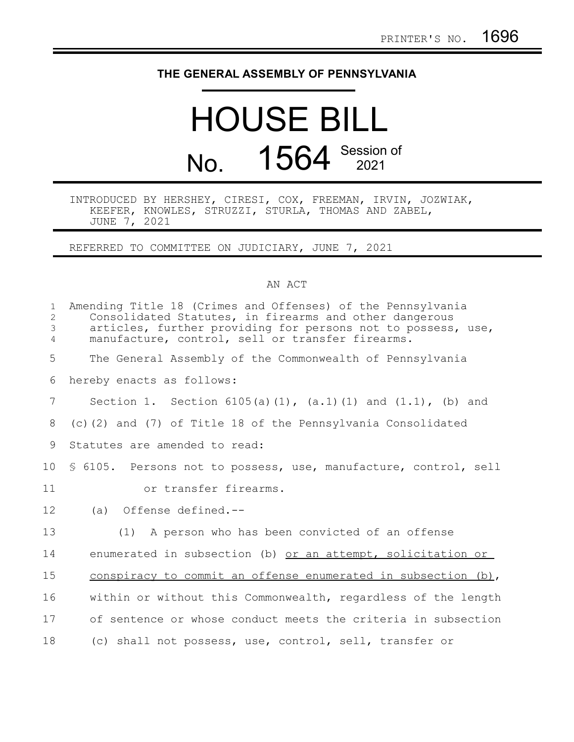PRINTER'S NO. 1696

# THE GENERAL ASSEMBLY OF PENNSYLVANIA

# HOUSE BILL

# No. 1564 Session of 2021

INTRODUCED BY HERSHEY, CIRESI, COX, FREEMAN, IRVIN, JOZWIAK, KEEFER, KNOWLES, STRUZZI, STURLA, THOMAS AND ZABEL, JUNE 7, 2021

REFERRED TO COMMITTEE ON JUDICIARY, JUNE 7, 2021

AN ACT

Amending Title 18 (Crimes and Offenses) of the Pennsylvania Consolidated Statutes, in firearms and other dangerous articles, further providing for persons not to possess, use, manufacture, control, sell or transfer firearms.

The General Assembly of the Commonwealth of Pennsylvania hereby enacts as follows:

Section 1. Section 6105(a)(1), (a.1)(1) and (1.1), (b) and (c)(2) and (7) of Title 18 of the Pennsylvania Consolidated Statutes are amended to read:

§ 6105. Persons not to possess, use, manufacture, control, sell or transfer firearms.

(a) Offense defined.--

(1) A person who has been convicted of an offense enumerated in subsection (b) <u>or an attempt, solicitation or conspiracy to commit an offense enumerated in subsection (b)</u>, within or without this Commonwealth, regardless of the length of sentence or whose conduct meets the criteria in subsection (c) shall not possess, use, control, sell, transfer or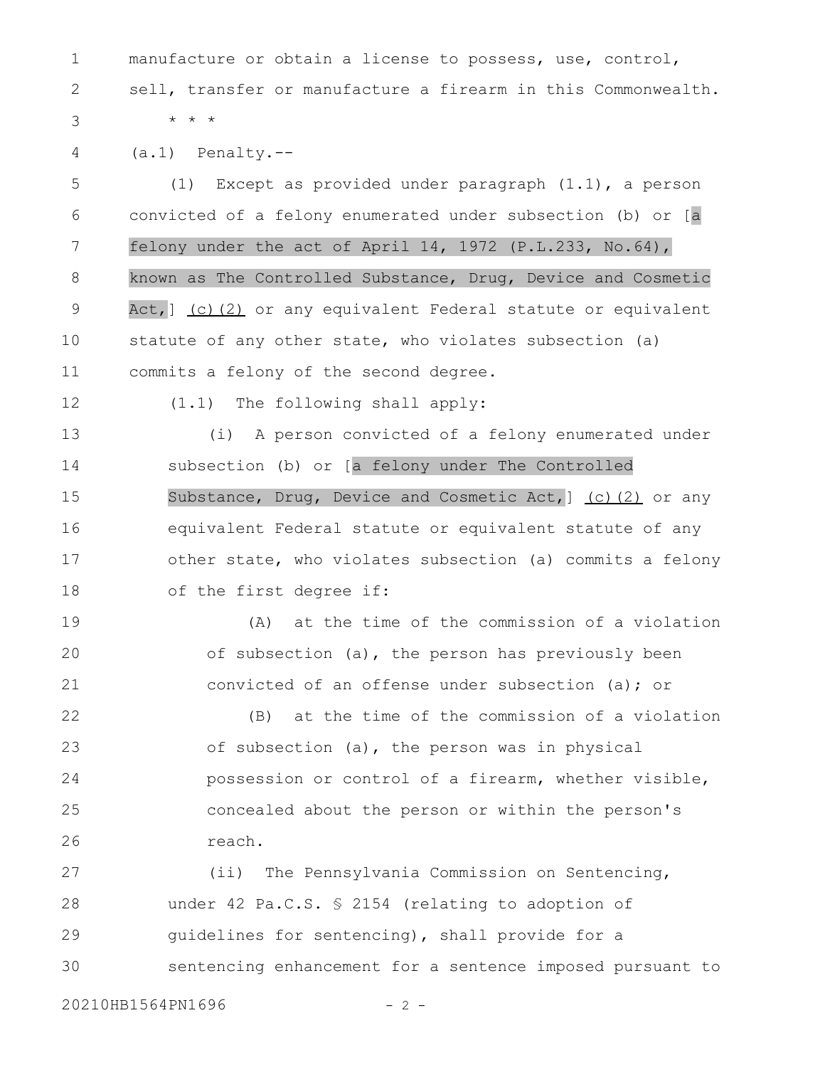manufacture or obtain a license to possess, use, control, sell, transfer or manufacture a firearm in this Commonwealth.

\* \* \*

(a.1) Penalty.--

(1) Except as provided under paragraph (1.1), a person convicted of a felony enumerated under subsection (b) or [a felony under the act of April 14, 1972 (P.L.233, No.64), known as The Controlled Substance, Drug, Device and Cosmetic Act,] (c)(2) or any equivalent Federal statute or equivalent statute of any other state, who violates subsection (a) commits a felony of the second degree.

(1.1) The following shall apply:

(i) A person convicted of a felony enumerated under subsection (b) or [a felony under The Controlled Substance, Drug, Device and Cosmetic Act,] (c)(2) or any equivalent Federal statute or equivalent statute of any other state, who violates subsection (a) commits a felony of the first degree if:

(A) at the time of the commission of a violation of subsection (a), the person has previously been convicted of an offense under subsection (a); or

(B) at the time of the commission of a violation of subsection (a), the person was in physical possession or control of a firearm, whether visible, concealed about the person or within the person's reach.

(ii) The Pennsylvania Commission on Sentencing, under 42 Pa.C.S. § 2154 (relating to adoption of guidelines for sentencing), shall provide for a sentencing enhancement for a sentence imposed pursuant to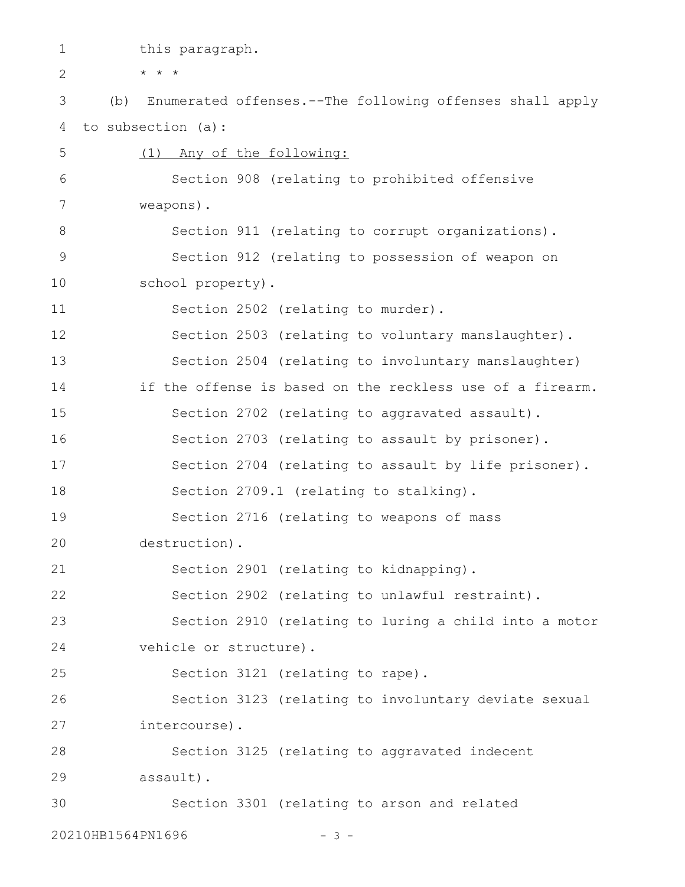this paragraph.

* * *

(b) Enumerated offenses.--The following offenses shall apply to subsection (a):

<u>(1) Any of the following:</u>

Section 908 (relating to prohibited offensive weapons).

Section 911 (relating to corrupt organizations).

Section 912 (relating to possession of weapon on school property).

Section 2502 (relating to murder).

Section 2503 (relating to voluntary manslaughter).

Section 2504 (relating to involuntary manslaughter) if the offense is based on the reckless use of a firearm.

Section 2702 (relating to aggravated assault).

Section 2703 (relating to assault by prisoner).

Section 2704 (relating to assault by life prisoner).

Section 2709.1 (relating to stalking).

Section 2716 (relating to weapons of mass destruction).

Section 2901 (relating to kidnapping).

Section 2902 (relating to unlawful restraint).

Section 2910 (relating to luring a child into a motor vehicle or structure).

Section 3121 (relating to rape).

Section 3123 (relating to involuntary deviate sexual intercourse).

Section 3125 (relating to aggravated indecent assault).

Section 3301 (relating to arson and related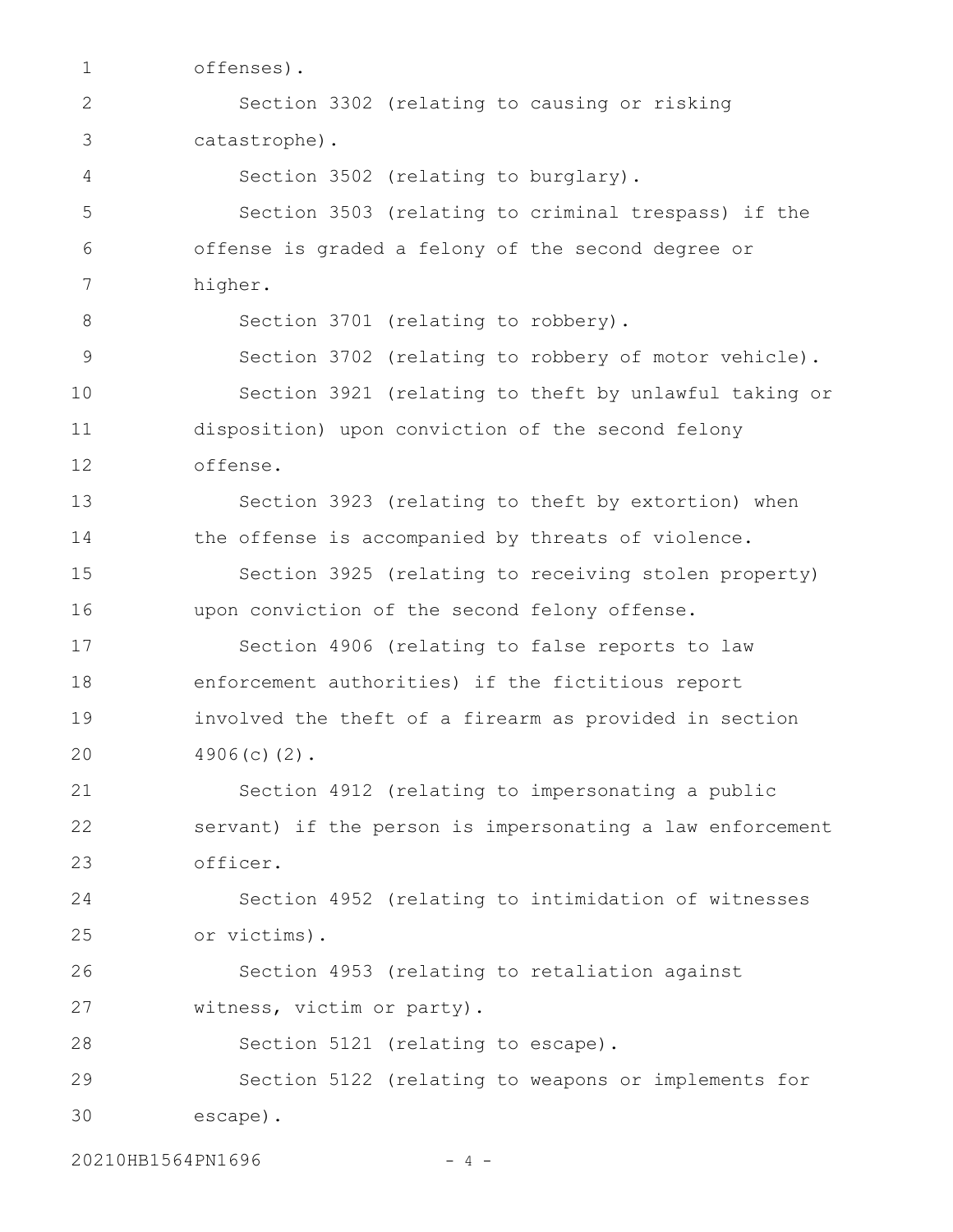offenses).

Section 3302 (relating to causing or risking catastrophe).

Section 3502 (relating to burglary).

Section 3503 (relating to criminal trespass) if the offense is graded a felony of the second degree or higher.

Section 3701 (relating to robbery).

Section 3702 (relating to robbery of motor vehicle).

Section 3921 (relating to theft by unlawful taking or disposition) upon conviction of the second felony offense.

Section 3923 (relating to theft by extortion) when the offense is accompanied by threats of violence.

Section 3925 (relating to receiving stolen property) upon conviction of the second felony offense.

Section 4906 (relating to false reports to law enforcement authorities) if the fictitious report involved the theft of a firearm as provided in section 4906(c)(2).

Section 4912 (relating to impersonating a public servant) if the person is impersonating a law enforcement officer.

Section 4952 (relating to intimidation of witnesses or victims).

Section 4953 (relating to retaliation against witness, victim or party).

Section 5121 (relating to escape).

Section 5122 (relating to weapons or implements for escape).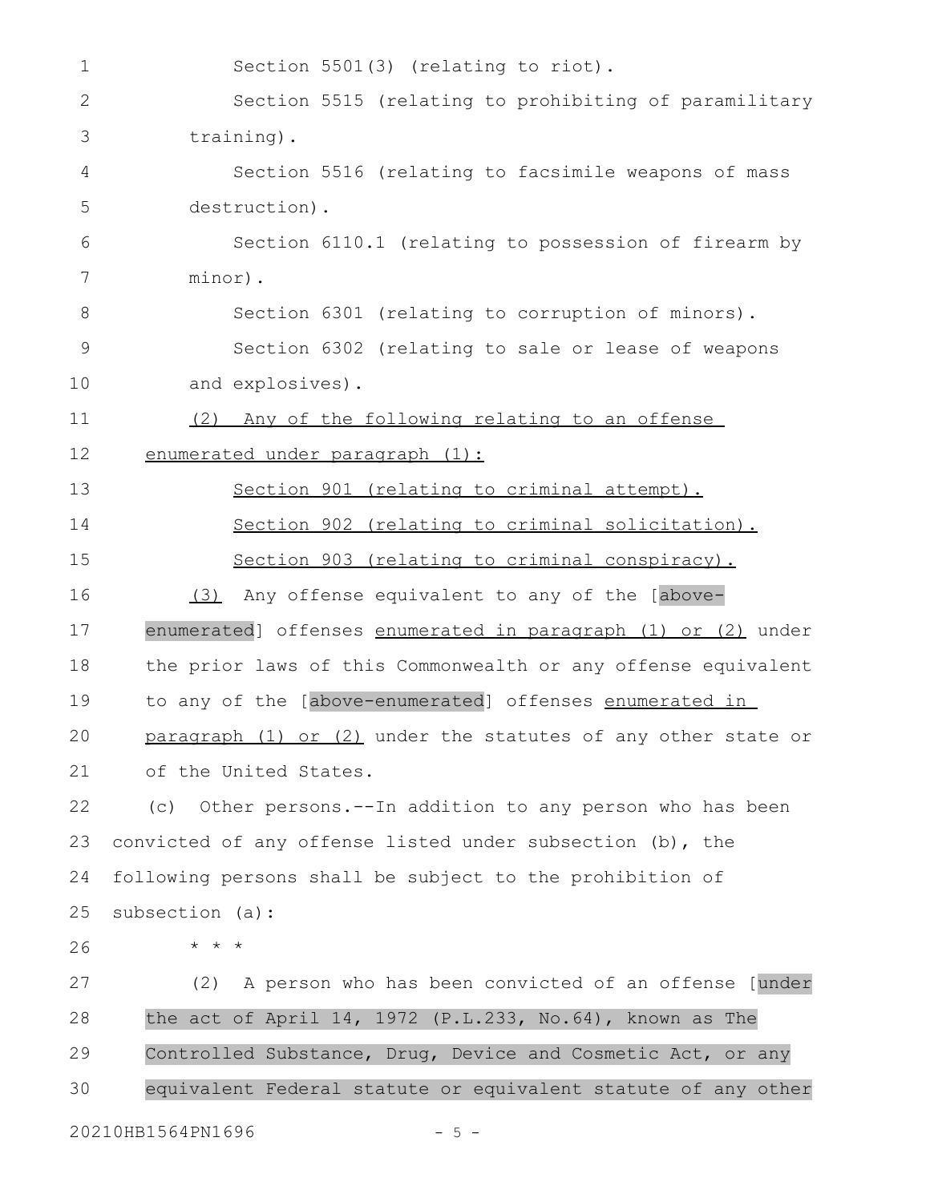Section 5501(3) (relating to riot).

Section 5515 (relating to prohibiting of paramilitary training).

Section 5516 (relating to facsimile weapons of mass destruction).

Section 6110.1 (relating to possession of firearm by minor).

Section 6301 (relating to corruption of minors).

Section 6302 (relating to sale or lease of weapons and explosives).

(2) Any of the following relating to an offense enumerated under paragraph (1):

Section 901 (relating to criminal attempt).

Section 902 (relating to criminal solicitation).

Section 903 (relating to criminal conspiracy).

(3) Any offense equivalent to any of the [above-enumerated] offenses enumerated in paragraph (1) or (2) under the prior laws of this Commonwealth or any offense equivalent to any of the [above-enumerated] offenses enumerated in paragraph (1) or (2) under the statutes of any other state or of the United States.

(c) Other persons.--In addition to any person who has been convicted of any offense listed under subsection (b), the following persons shall be subject to the prohibition of subsection (a):

* * *

(2) A person who has been convicted of an offense [under the act of April 14, 1972 (P.L.233, No.64), known as The Controlled Substance, Drug, Device and Cosmetic Act, or any equivalent Federal statute or equivalent statute of any other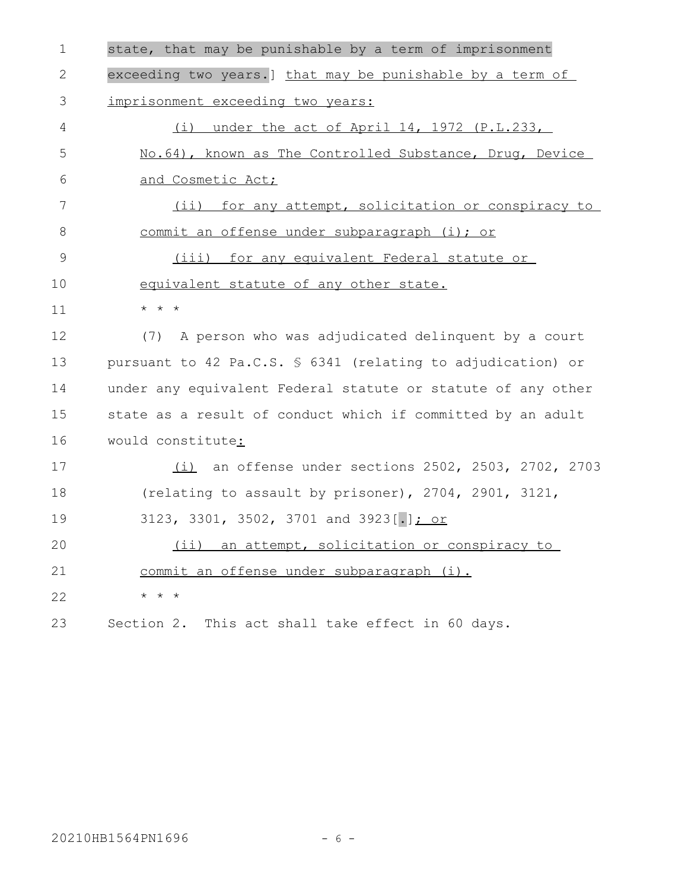state, that may be punishable by a term of imprisonment exceeding two years.] that may be punishable by a term of imprisonment exceeding two years:

(i) under the act of April 14, 1972 (P.L.233, No.64), known as The Controlled Substance, Drug, Device and Cosmetic Act;

(ii) for any attempt, solicitation or conspiracy to commit an offense under subparagraph (i); or

(iii) for any equivalent Federal statute or equivalent statute of any other state.

* * *

(7) A person who was adjudicated delinquent by a court pursuant to 42 Pa.C.S. § 6341 (relating to adjudication) or under any equivalent Federal statute or statute of any other state as a result of conduct which if committed by an adult would constitute:

(i) an offense under sections 2502, 2503, 2702, 2703 (relating to assault by prisoner), 2704, 2901, 3121, 3123, 3301, 3502, 3701 and 3923[.]; or

(ii) an attempt, solicitation or conspiracy to commit an offense under subparagraph (i).

* * *

Section 2. This act shall take effect in 60 days.